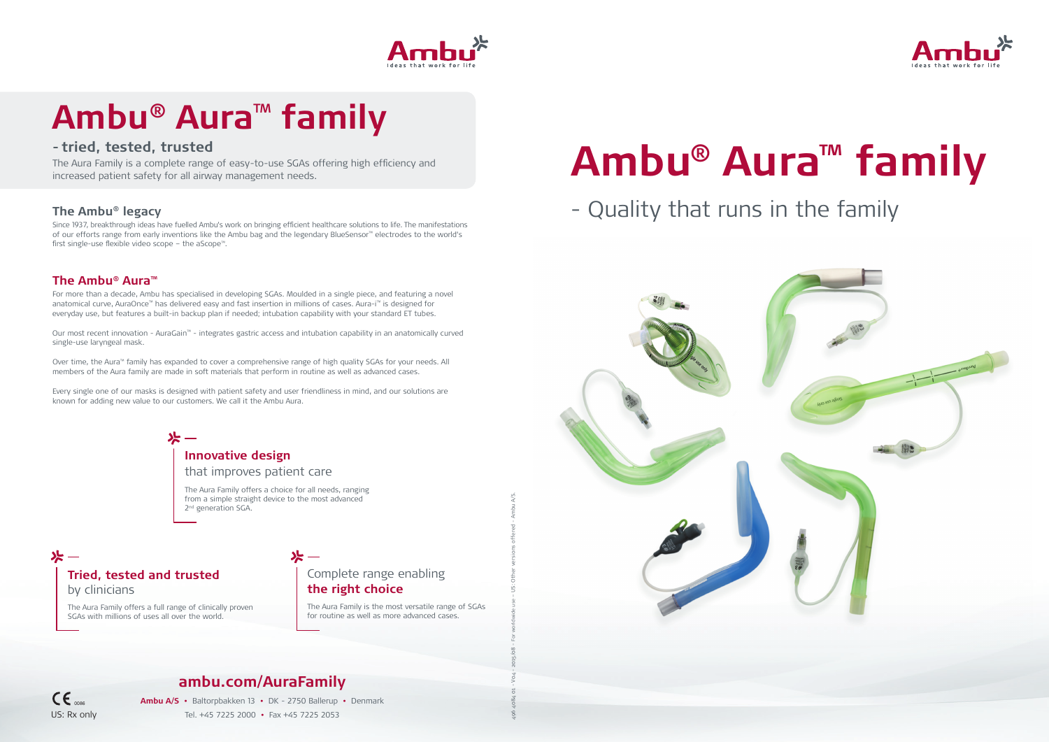# Ambu® Aura™ family

## - tried, tested, trusted

The Aura Family is a complete range of easy-to-use SGAs offering high efficiency and increased patient safety for all airway management needs.

### The Ambu® legacy

Since 1937, breakthrough ideas have fuelled Ambu's work on bringing efficient healthcare solutions to life. The manifestations of our efforts range from early inventions like the Ambu bag and the legendary BlueSensor™ electrodes to the world's first single-use flexible video scope – the aScope™.

### The Ambu® Aura™

For more than a decade, Ambu has specialised in developing SGAs. Moulded in a single piece, and featuring a novel anatomical curve, AuraOnce™ has delivered easy and fast insertion in millions of cases. Aura-i™ is designed for everyday use, but features a built-in backup plan if needed; intubation capability with your standard ET tubes.

Our most recent innovation - AuraGain™ - integrates gastric access and intubation capability in an anatomically curved single-use laryngeal mask.

Over time, the Aura™ family has expanded to cover a comprehensive range of high quality SGAs for your needs. All members of the Aura family are made in soft materials that perform in routine as well as advanced cases.

Every single one of our masks is designed with patient safety and user friendliness in mind, and our solutions are known for adding new value to our customers. We call it the Ambu Aura.

**Innovative design**
that improves patient care

The Aura Family offers a choice for all needs, ranging from a simple straight device to the most advanced 2nd generation SGA.

**Tried, tested and trusted**
by clinicians

The Aura Family offers a full range of clinically proven SGAs with millions of uses all over the world.

Complete range enabling
**the right choice**

The Aura Family is the most versatile range of SGAs for routine as well as more advanced cases.

**ambu.com/AuraFamily**

CE 0086
US: Rx only

**Ambu A/S** • Baltorpbakken 13 • DK - 2750 Ballerup • Denmark
Tel. +45 7225 2000 • Fax +45 7225 2053

496 4084 01 - V04 - 2015/08 - For worldwide use - US: Other versions offered - Ambu A/S

# Ambu® Aura™ family

## - Quality that runs in the family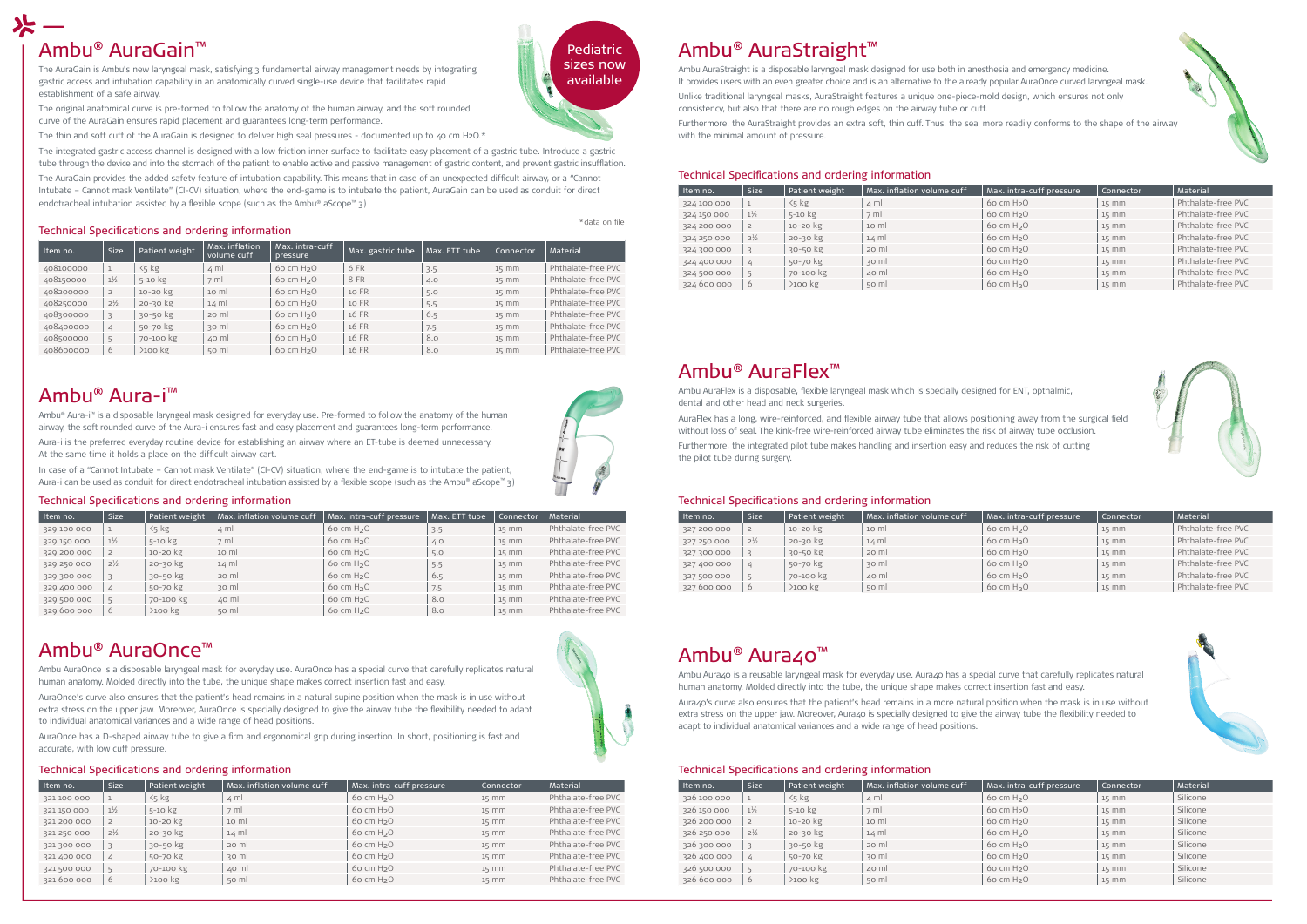# Ambu® AuraGain™

Pediatric sizes now available

The AuraGain is Ambu's new laryngeal mask, satisfying 3 fundamental airway management needs by integrating gastric access and intubation capability in an anatomically curved single-use device that facilitates rapid establishment of a safe airway.

The original anatomical curve is pre-formed to follow the anatomy of the human airway, and the soft rounded curve of the AuraGain ensures rapid placement and guarantees long-term performance.

The thin and soft cuff of the AuraGain is designed to deliver high seal pressures - documented up to 40 cm $H_2O$.*

The integrated gastric access channel is designed with a low friction inner surface to facilitate easy placement of a gastric tube. Introduce a gastric tube through the device and into the stomach of the patient to enable active and passive management of gastric content, and prevent gastric insufflation.

The AuraGain provides the added safety feature of intubation capability. This means that in case of an unexpected difficult airway, or a "Cannot Intubate – Cannot mask Ventilate" (CI-CV) situation, where the end-game is to intubate the patient, AuraGain can be used as conduit for direct endotracheal intubation assisted by a flexible scope (such as the Ambu® aScope™ 3)

*data on file

### Technical Specifications and ordering information

| Item no. | Size | Patient weight | Max. inflation volume cuff | Max. intra-cuff pressure | Max. gastric tube | Max. ETT tube | Connector | Material |
|---|---|---|---|---|---|---|---|---|
| 408100000 | 1 | <5 kg | 4 ml | 60 cm $H_2O$ | 6 FR | 3.5 | 15 mm | Phthalate-free PVC |
| 408150000 | 1½ | 5-10 kg | 7 ml | 60 cm $H_2O$ | 8 FR | 4.0 | 15 mm | Phthalate-free PVC |
| 408200000 | 2 | 10-20 kg | 10 ml | 60 cm $H_2O$ | 10 FR | 5.0 | 15 mm | Phthalate-free PVC |
| 408250000 | 2½ | 20-30 kg | 14 ml | 60 cm $H_2O$ | 10 FR | 5.5 | 15 mm | Phthalate-free PVC |
| 408300000 | 3 | 30-50 kg | 20 ml | 60 cm $H_2O$ | 16 FR | 6.5 | 15 mm | Phthalate-free PVC |
| 408400000 | 4 | 50-70 kg | 30 ml | 60 cm $H_2O$ | 16 FR | 7.5 | 15 mm | Phthalate-free PVC |
| 408500000 | 5 | 70-100 kg | 40 ml | 60 cm $H_2O$ | 16 FR | 8.0 | 15 mm | Phthalate-free PVC |
| 408600000 | 6 | >100 kg | 50 ml | 60 cm $H_2O$ | 16 FR | 8.0 | 15 mm | Phthalate-free PVC |

# Ambu® Aura-i™

Ambu® Aura-i™ is a disposable laryngeal mask designed for everyday use. Pre-formed to follow the anatomy of the human airway, the soft rounded curve of the Aura-i ensures fast and easy placement and guarantees long-term performance.

Aura-i is the preferred everyday routine device for establishing an airway where an ET-tube is deemed unnecessary. At the same time it holds a place on the difficult airway cart.

In case of a "Cannot Intubate – Cannot mask Ventilate" (CI-CV) situation, where the end-game is to intubate the patient, Aura-i can be used as conduit for direct endotracheal intubation assisted by a flexible scope (such as the Ambu® aScope™ 3)

### Technical Specifications and ordering information

| Item no. | Size | Patient weight | Max. inflation volume cuff | Max. intra-cuff pressure | Max. ETT tube | Connector | Material |
|---|---|---|---|---|---|---|---|
| 329 100 000 | 1 | <5 kg | 4 ml | 60 cm $H_2O$ | 3.5 | 15 mm | Phthalate-free PVC |
| 329 150 000 | 1½ | 5-10 kg | 7 ml | 60 cm $H_2O$ | 4.0 | 15 mm | Phthalate-free PVC |
| 329 200 000 | 2 | 10-20 kg | 10 ml | 60 cm $H_2O$ | 5.0 | 15 mm | Phthalate-free PVC |
| 329 250 000 | 2½ | 20-30 kg | 14 ml | 60 cm $H_2O$ | 5.5 | 15 mm | Phthalate-free PVC |
| 329 300 000 | 3 | 30-50 kg | 20 ml | 60 cm $H_2O$ | 6.5 | 15 mm | Phthalate-free PVC |
| 329 400 000 | 4 | 50-70 kg | 30 ml | 60 cm $H_2O$ | 7.5 | 15 mm | Phthalate-free PVC |
| 329 500 000 | 5 | 70-100 kg | 40 ml | 60 cm $H_2O$ | 8.0 | 15 mm | Phthalate-free PVC |
| 329 600 000 | 6 | >100 kg | 50 ml | 60 cm $H_2O$ | 8.0 | 15 mm | Phthalate-free PVC |

# Ambu® AuraOnce™

Ambu AuraOnce is a disposable laryngeal mask for everyday use. AuraOnce has a special curve that carefully replicates natural human anatomy. Molded directly into the tube, the unique shape makes correct insertion fast and easy.

AuraOnce's curve also ensures that the patient's head remains in a natural supine position when the mask is in use without extra stress on the upper jaw. Moreover, AuraOnce is specially designed to give the airway tube the flexibility needed to adapt to individual anatomical variances and a wide range of head positions.

AuraOnce has a D-shaped airway tube to give a firm and ergonomical grip during insertion. In short, positioning is fast and accurate, with low cuff pressure.

### Technical Specifications and ordering information

| Item no. | Size | Patient weight | Max. inflation volume cuff | Max. intra-cuff pressure | Connector | Material |
|---|---|---|---|---|---|---|
| 321 100 000 | 1 | <5 kg | 4 ml | 60 cm $H_2O$ | 15 mm | Phthalate-free PVC |
| 321 150 000 | 1½ | 5-10 kg | 7 ml | 60 cm $H_2O$ | 15 mm | Phthalate-free PVC |
| 321 200 000 | 2 | 10-20 kg | 10 ml | 60 cm $H_2O$ | 15 mm | Phthalate-free PVC |
| 321 250 000 | 2½ | 20-30 kg | 14 ml | 60 cm $H_2O$ | 15 mm | Phthalate-free PVC |
| 321 300 000 | 3 | 30-50 kg | 20 ml | 60 cm $H_2O$ | 15 mm | Phthalate-free PVC |
| 321 400 000 | 4 | 50-70 kg | 30 ml | 60 cm $H_2O$ | 15 mm | Phthalate-free PVC |
| 321 500 000 | 5 | 70-100 kg | 40 ml | 60 cm $H_2O$ | 15 mm | Phthalate-free PVC |
| 321 600 000 | 6 | >100 kg | 50 ml | 60 cm $H_2O$ | 15 mm | Phthalate-free PVC |

# Ambu® AuraStraight™

Ambu AuraStraight is a disposable laryngeal mask designed for use both in anesthesia and emergency medicine. It provides users with an even greater choice and is an alternative to the already popular AuraOnce curved laryngeal mask.

Unlike traditional laryngeal masks, AuraStraight features a unique one-piece-mold design, which ensures not only consistency, but also that there are no rough edges on the airway tube or cuff.

Furthermore, the AuraStraight provides an extra soft, thin cuff. Thus, the seal more readily conforms to the shape of the airway with the minimal amount of pressure.

### Technical Specifications and ordering information

| Item no. | Size | Patient weight | Max. inflation volume cuff | Max. intra-cuff pressure | Connector | Material |
|---|---|---|---|---|---|---|
| 324 100 000 | 1 | <5 kg | 4 ml | 60 cm $H_2O$ | 15 mm | Phthalate-free PVC |
| 324 150 000 | 1½ | 5-10 kg | 7 ml | 60 cm $H_2O$ | 15 mm | Phthalate-free PVC |
| 324 200 000 | 2 | 10-20 kg | 10 ml | 60 cm $H_2O$ | 15 mm | Phthalate-free PVC |
| 324 250 000 | 2½ | 20-30 kg | 14 ml | 60 cm $H_2O$ | 15 mm | Phthalate-free PVC |
| 324 300 000 | 3 | 30-50 kg | 20 ml | 60 cm $H_2O$ | 15 mm | Phthalate-free PVC |
| 324 400 000 | 4 | 50-70 kg | 30 ml | 60 cm $H_2O$ | 15 mm | Phthalate-free PVC |
| 324 500 000 | 5 | 70-100 kg | 40 ml | 60 cm $H_2O$ | 15 mm | Phthalate-free PVC |
| 324 600 000 | 6 | >100 kg | 50 ml | 60 cm $H_2O$ | 15 mm | Phthalate-free PVC |

# Ambu® AuraFlex™

Ambu AuraFlex is a disposable, flexible laryngeal mask which is specially designed for ENT, opthalmic, dental and other head and neck surgeries.

AuraFlex has a long, wire-reinforced, and flexible airway tube that allows positioning away from the surgical field without loss of seal. The kink-free wire-reinforced airway tube eliminates the risk of airway tube occlusion.

Furthermore, the integrated pilot tube makes handling and insertion easy and reduces the risk of cutting the pilot tube during surgery.

### Technical Specifications and ordering information

| Item no. | Size | Patient weight | Max. inflation volume cuff | Max. intra-cuff pressure | Connector | Material |
|---|---|---|---|---|---|---|
| 327 200 000 | 2 | 10-20 kg | 10 ml | 60 cm $H_2O$ | 15 mm | Phthalate-free PVC |
| 327 250 000 | 2½ | 20-30 kg | 14 ml | 60 cm $H_2O$ | 15 mm | Phthalate-free PVC |
| 327 300 000 | 3 | 30-50 kg | 20 ml | 60 cm $H_2O$ | 15 mm | Phthalate-free PVC |
| 327 400 000 | 4 | 50-70 kg | 30 ml | 60 cm $H_2O$ | 15 mm | Phthalate-free PVC |
| 327 500 000 | 5 | 70-100 kg | 40 ml | 60 cm $H_2O$ | 15 mm | Phthalate-free PVC |
| 327 600 000 | 6 | >100 kg | 50 ml | 60 cm $H_2O$ | 15 mm | Phthalate-free PVC |

# Ambu® Aura40™

Ambu Aura40 is a reusable laryngeal mask for everyday use. Aura40 has a special curve that carefully replicates natural human anatomy. Molded directly into the tube, the unique shape makes correct insertion fast and easy.

Aura40's curve also ensures that the patient's head remains in a more natural position when the mask is in use without extra stress on the upper jaw. Moreover, Aura40 is specially designed to give the airway tube the flexibility needed to adapt to individual anatomical variances and a wide range of head positions.

### Technical Specifications and ordering information

| Item no. | Size | Patient weight | Max. inflation volume cuff | Max. intra-cuff pressure | Connector | Material |
|---|---|---|---|---|---|---|
| 326 100 000 | 1 | <5 kg | 4 ml | 60 cm $H_2O$ | 15 mm | Silicone |
| 326 150 000 | 1½ | 5-10 kg | 7 ml | 60 cm $H_2O$ | 15 mm | Silicone |
| 326 200 000 | 2 | 10-20 kg | 10 ml | 60 cm $H_2O$ | 15 mm | Silicone |
| 326 250 000 | 2½ | 20-30 kg | 14 ml | 60 cm $H_2O$ | 15 mm | Silicone |
| 326 300 000 | 3 | 30-50 kg | 20 ml | 60 cm $H_2O$ | 15 mm | Silicone |
| 326 400 000 | 4 | 50-70 kg | 30 ml | 60 cm $H_2O$ | 15 mm | Silicone |
| 326 500 000 | 5 | 70-100 kg | 40 ml | 60 cm $H_2O$ | 15 mm | Silicone |
| 326 600 000 | 6 | >100 kg | 50 ml | 60 cm $H_2O$ | 15 mm | Silicone |